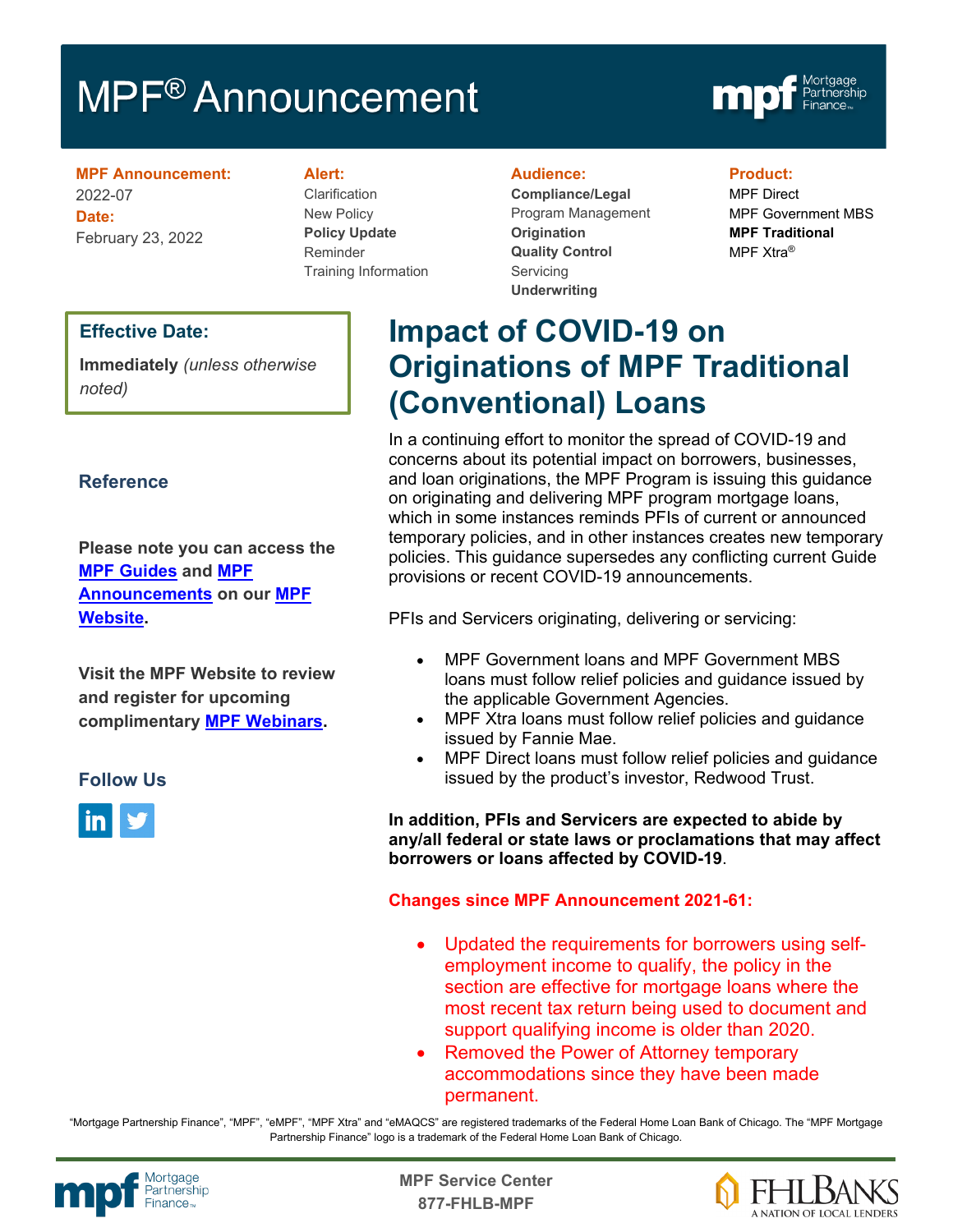# MPF® Announcement

**MPF Announcement:** 2022-07
**Date:** February 23, 2022

**Alert:**
Clarification
New Policy
**Policy Update**
Reminder
Training Information

**Audience:**
**Compliance/Legal**
Program Management
**Origination**
**Quality Control**
Servicing
**Underwriting**

**Product:**
MPF Direct
MPF Government MBS
**MPF Traditional**
MPF Xtra®

**Effective Date:**

**Immediately** *(unless otherwise noted)*

## Reference

**Please note you can access the MPF Guides and MPF Announcements on our MPF Website.**

**Visit the MPF Website to review and register for upcoming complimentary MPF Webinars.**

## Follow Us

# Impact of COVID-19 on Originations of MPF Traditional (Conventional) Loans

In a continuing effort to monitor the spread of COVID-19 and concerns about its potential impact on borrowers, businesses, and loan originations, the MPF Program is issuing this guidance on originating and delivering MPF program mortgage loans, which in some instances reminds PFIs of current or announced temporary policies, and in other instances creates new temporary policies. This guidance supersedes any conflicting current Guide provisions or recent COVID-19 announcements.

PFIs and Servicers originating, delivering or servicing:

- MPF Government loans and MPF Government MBS loans must follow relief policies and guidance issued by the applicable Government Agencies.
- MPF Xtra loans must follow relief policies and guidance issued by Fannie Mae.
- MPF Direct loans must follow relief policies and guidance issued by the product's investor, Redwood Trust.

**In addition, PFIs and Servicers are expected to abide by any/all federal or state laws or proclamations that may affect borrowers or loans affected by COVID-19**.

**Changes since MPF Announcement 2021-61:**

- Updated the requirements for borrowers using self-employment income to qualify, the policy in the section are effective for mortgage loans where the most recent tax return being used to document and support qualifying income is older than 2020.
- Removed the Power of Attorney temporary accommodations since they have been made permanent.

"Mortgage Partnership Finance", "MPF", "eMPF", "MPF Xtra" and "eMAQCS" are registered trademarks of the Federal Home Loan Bank of Chicago. The "MPF Mortgage Partnership Finance" logo is a trademark of the Federal Home Loan Bank of Chicago.

**MPF Service Center**
**877-FHLB-MPF**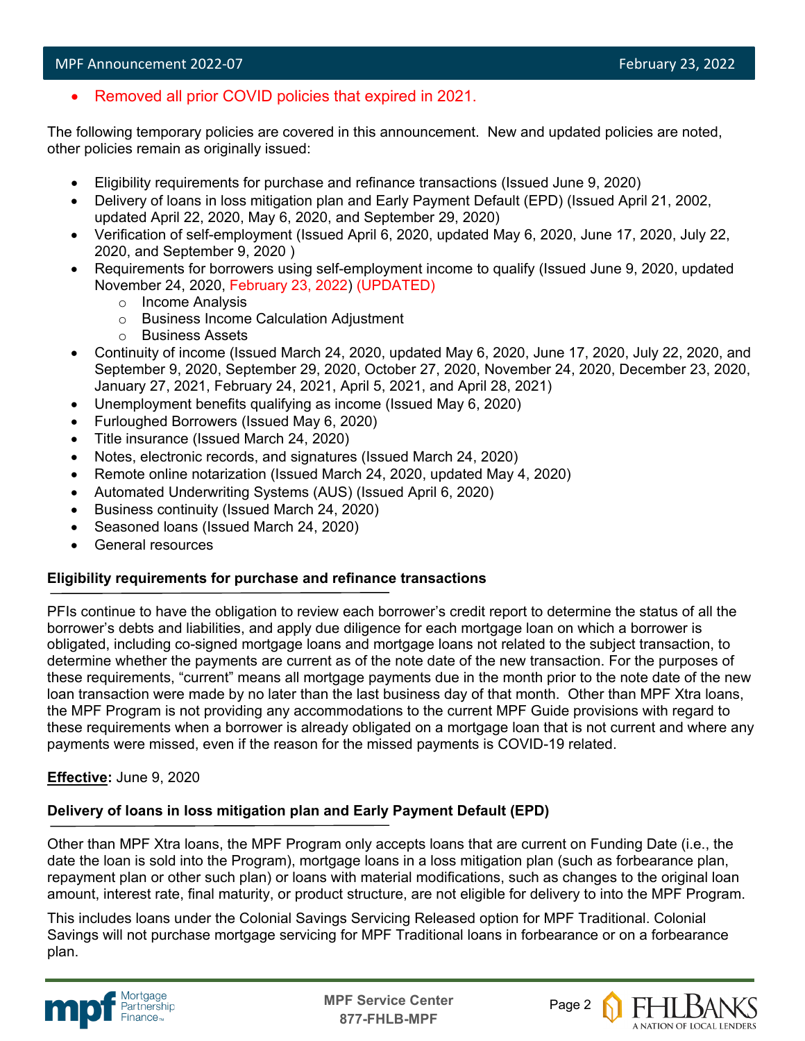- Removed all prior COVID policies that expired in 2021.

The following temporary policies are covered in this announcement. New and updated policies are noted, other policies remain as originally issued:

- Eligibility requirements for purchase and refinance transactions (Issued June 9, 2020)
- Delivery of loans in loss mitigation plan and Early Payment Default (EPD) (Issued April 21, 2002, updated April 22, 2020, May 6, 2020, and September 29, 2020)
- Verification of self-employment (Issued April 6, 2020, updated May 6, 2020, June 17, 2020, July 22, 2020, and September 9, 2020 )
- Requirements for borrowers using self-employment income to qualify (Issued June 9, 2020, updated November 24, 2020, February 23, 2022) (UPDATED)
  - Income Analysis
  - Business Income Calculation Adjustment
  - Business Assets
- Continuity of income (Issued March 24, 2020, updated May 6, 2020, June 17, 2020, July 22, 2020, and September 9, 2020, September 29, 2020, October 27, 2020, November 24, 2020, December 23, 2020, January 27, 2021, February 24, 2021, April 5, 2021, and April 28, 2021)
- Unemployment benefits qualifying as income (Issued May 6, 2020)
- Furloughed Borrowers (Issued May 6, 2020)
- Title insurance (Issued March 24, 2020)
- Notes, electronic records, and signatures (Issued March 24, 2020)
- Remote online notarization (Issued March 24, 2020, updated May 4, 2020)
- Automated Underwriting Systems (AUS) (Issued April 6, 2020)
- Business continuity (Issued March 24, 2020)
- Seasoned loans (Issued March 24, 2020)
- General resources

### Eligibility requirements for purchase and refinance transactions

PFIs continue to have the obligation to review each borrower's credit report to determine the status of all the borrower's debts and liabilities, and apply due diligence for each mortgage loan on which a borrower is obligated, including co-signed mortgage loans and mortgage loans not related to the subject transaction, to determine whether the payments are current as of the note date of the new transaction. For the purposes of these requirements, "current" means all mortgage payments due in the month prior to the note date of the new loan transaction were made by no later than the last business day of that month. Other than MPF Xtra loans, the MPF Program is not providing any accommodations to the current MPF Guide provisions with regard to these requirements when a borrower is already obligated on a mortgage loan that is not current and where any payments were missed, even if the reason for the missed payments is COVID-19 related.

**Effective:** June 9, 2020

### Delivery of loans in loss mitigation plan and Early Payment Default (EPD)

Other than MPF Xtra loans, the MPF Program only accepts loans that are current on Funding Date (i.e., the date the loan is sold into the Program), mortgage loans in a loss mitigation plan (such as forbearance plan, repayment plan or other such plan) or loans with material modifications, such as changes to the original loan amount, interest rate, final maturity, or product structure, are not eligible for delivery to into the MPF Program.

This includes loans under the Colonial Savings Servicing Released option for MPF Traditional. Colonial Savings will not purchase mortgage servicing for MPF Traditional loans in forbearance or on a forbearance plan.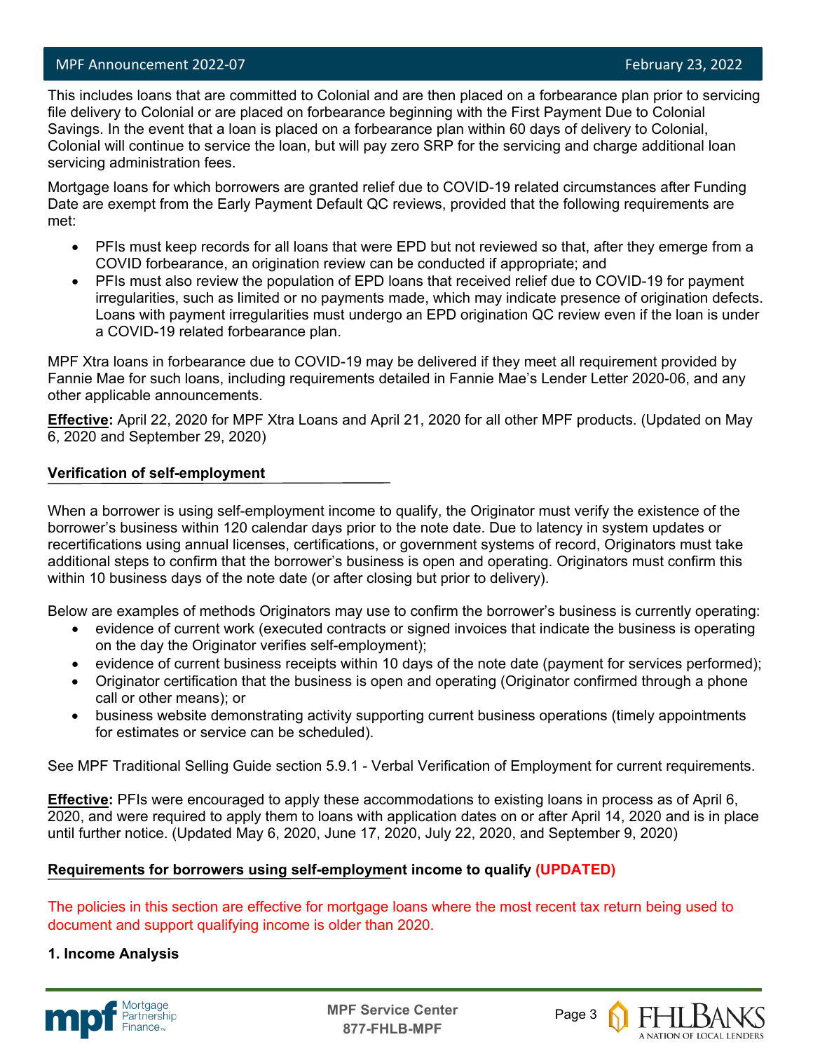This includes loans that are committed to Colonial and are then placed on a forbearance plan prior to servicing file delivery to Colonial or are placed on forbearance beginning with the First Payment Due to Colonial Savings. In the event that a loan is placed on a forbearance plan within 60 days of delivery to Colonial, Colonial will continue to service the loan, but will pay zero SRP for the servicing and charge additional loan servicing administration fees.

Mortgage loans for which borrowers are granted relief due to COVID-19 related circumstances after Funding Date are exempt from the Early Payment Default QC reviews, provided that the following requirements are met:

- PFIs must keep records for all loans that were EPD but not reviewed so that, after they emerge from a COVID forbearance, an origination review can be conducted if appropriate; and
- PFIs must also review the population of EPD loans that received relief due to COVID-19 for payment irregularities, such as limited or no payments made, which may indicate presence of origination defects. Loans with payment irregularities must undergo an EPD origination QC review even if the loan is under a COVID-19 related forbearance plan.

MPF Xtra loans in forbearance due to COVID-19 may be delivered if they meet all requirement provided by Fannie Mae for such loans, including requirements detailed in Fannie Mae's Lender Letter 2020-06, and any other applicable announcements.

**Effective:** April 22, 2020 for MPF Xtra Loans and April 21, 2020 for all other MPF products. (Updated on May 6, 2020 and September 29, 2020)

**Verification of self-employment**

When a borrower is using self-employment income to qualify, the Originator must verify the existence of the borrower's business within 120 calendar days prior to the note date. Due to latency in system updates or recertifications using annual licenses, certifications, or government systems of record, Originators must take additional steps to confirm that the borrower's business is open and operating. Originators must confirm this within 10 business days of the note date (or after closing but prior to delivery).

Below are examples of methods Originators may use to confirm the borrower's business is currently operating:

- evidence of current work (executed contracts or signed invoices that indicate the business is operating on the day the Originator verifies self-employment);
- evidence of current business receipts within 10 days of the note date (payment for services performed);
- Originator certification that the business is open and operating (Originator confirmed through a phone call or other means); or
- business website demonstrating activity supporting current business operations (timely appointments for estimates or service can be scheduled).

See MPF Traditional Selling Guide section 5.9.1 - Verbal Verification of Employment for current requirements.

**Effective:** PFIs were encouraged to apply these accommodations to existing loans in process as of April 6, 2020, and were required to apply them to loans with application dates on or after April 14, 2020 and is in place until further notice. (Updated May 6, 2020, June 17, 2020, July 22, 2020, and September 9, 2020)

**Requirements for borrowers using self-employment income to qualify (UPDATED)**

The policies in this section are effective for mortgage loans where the most recent tax return being used to document and support qualifying income is older than 2020.

**1. Income Analysis**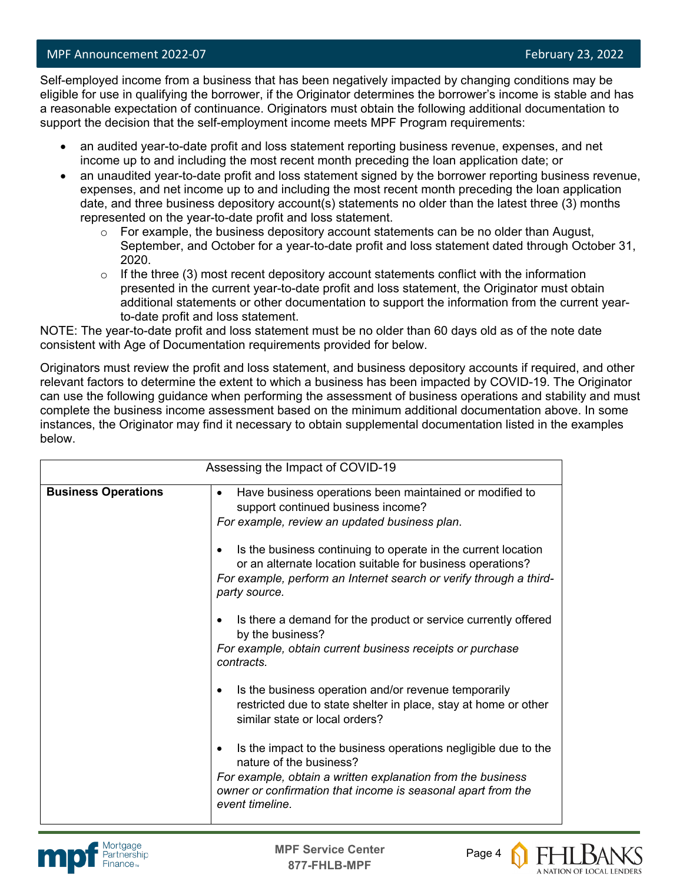Self-employed income from a business that has been negatively impacted by changing conditions may be eligible for use in qualifying the borrower, if the Originator determines the borrower's income is stable and has a reasonable expectation of continuance. Originators must obtain the following additional documentation to support the decision that the self-employment income meets MPF Program requirements:

- an audited year-to-date profit and loss statement reporting business revenue, expenses, and net income up to and including the most recent month preceding the loan application date; or
- an unaudited year-to-date profit and loss statement signed by the borrower reporting business revenue, expenses, and net income up to and including the most recent month preceding the loan application date, and three business depository account(s) statements no older than the latest three (3) months represented on the year-to-date profit and loss statement.
  - For example, the business depository account statements can be no older than August, September, and October for a year-to-date profit and loss statement dated through October 31, 2020.
  - If the three (3) most recent depository account statements conflict with the information presented in the current year-to-date profit and loss statement, the Originator must obtain additional statements or other documentation to support the information from the current year-to-date profit and loss statement.

NOTE: The year-to-date profit and loss statement must be no older than 60 days old as of the note date consistent with Age of Documentation requirements provided for below.

Originators must review the profit and loss statement, and business depository accounts if required, and other relevant factors to determine the extent to which a business has been impacted by COVID-19. The Originator can use the following guidance when performing the assessment of business operations and stability and must complete the business income assessment based on the minimum additional documentation above. In some instances, the Originator may find it necessary to obtain supplemental documentation listed in the examples below.

| Assessing the Impact of COVID-19 | |
|---|---|
| **Business Operations** | • Have business operations been maintained or modified to support continued business income?<br>*For example, review an updated business plan.*<br><br>• Is the business continuing to operate in the current location or an alternate location suitable for business operations?<br>*For example, perform an Internet search or verify through a third-party source.*<br><br>• Is there a demand for the product or service currently offered by the business?<br>*For example, obtain current business receipts or purchase contracts.*<br><br>• Is the business operation and/or revenue temporarily restricted due to state shelter in place, stay at home or other similar state or local orders?<br><br>• Is the impact to the business operations negligible due to the nature of the business?<br>*For example, obtain a written explanation from the business owner or confirmation that income is seasonal apart from the event timeline.* |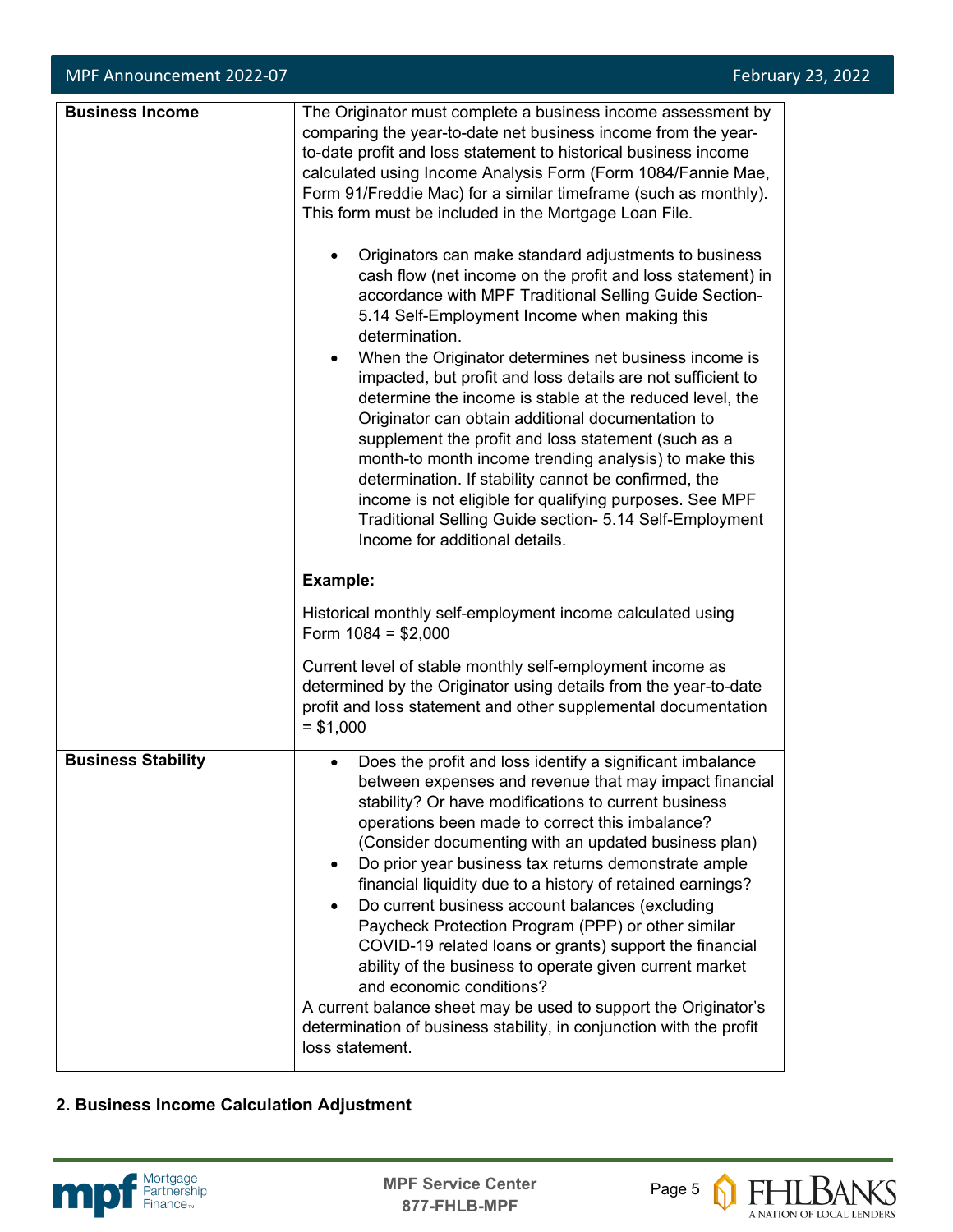| | |
|---|---|
| **Business Income** | The Originator must complete a business income assessment by comparing the year-to-date net business income from the year-to-date profit and loss statement to historical business income calculated using Income Analysis Form (Form 1084/Fannie Mae, Form 91/Freddie Mac) for a similar timeframe (such as monthly). This form must be included in the Mortgage Loan File.<br><br>• Originators can make standard adjustments to business cash flow (net income on the profit and loss statement) in accordance with MPF Traditional Selling Guide Section-5.14 Self-Employment Income when making this determination.<br>• When the Originator determines net business income is impacted, but profit and loss details are not sufficient to determine the income is stable at the reduced level, the Originator can obtain additional documentation to supplement the profit and loss statement (such as a month-to month income trending analysis) to make this determination. If stability cannot be confirmed, the income is not eligible for qualifying purposes. See MPF Traditional Selling Guide section- 5.14 Self-Employment Income for additional details.<br><br>**Example:**<br><br>Historical monthly self-employment income calculated using Form 1084 = $2,000<br><br>Current level of stable monthly self-employment income as determined by the Originator using details from the year-to-date profit and loss statement and other supplemental documentation = $1,000 |
| **Business Stability** | • Does the profit and loss identify a significant imbalance between expenses and revenue that may impact financial stability? Or have modifications to current business operations been made to correct this imbalance? (Consider documenting with an updated business plan)<br>• Do prior year business tax returns demonstrate ample financial liquidity due to a history of retained earnings?<br>• Do current business account balances (excluding Paycheck Protection Program (PPP) or other similar COVID-19 related loans or grants) support the financial ability of the business to operate given current market and economic conditions?<br><br>A current balance sheet may be used to support the Originator's determination of business stability, in conjunction with the profit loss statement. |

**2. Business Income Calculation Adjustment**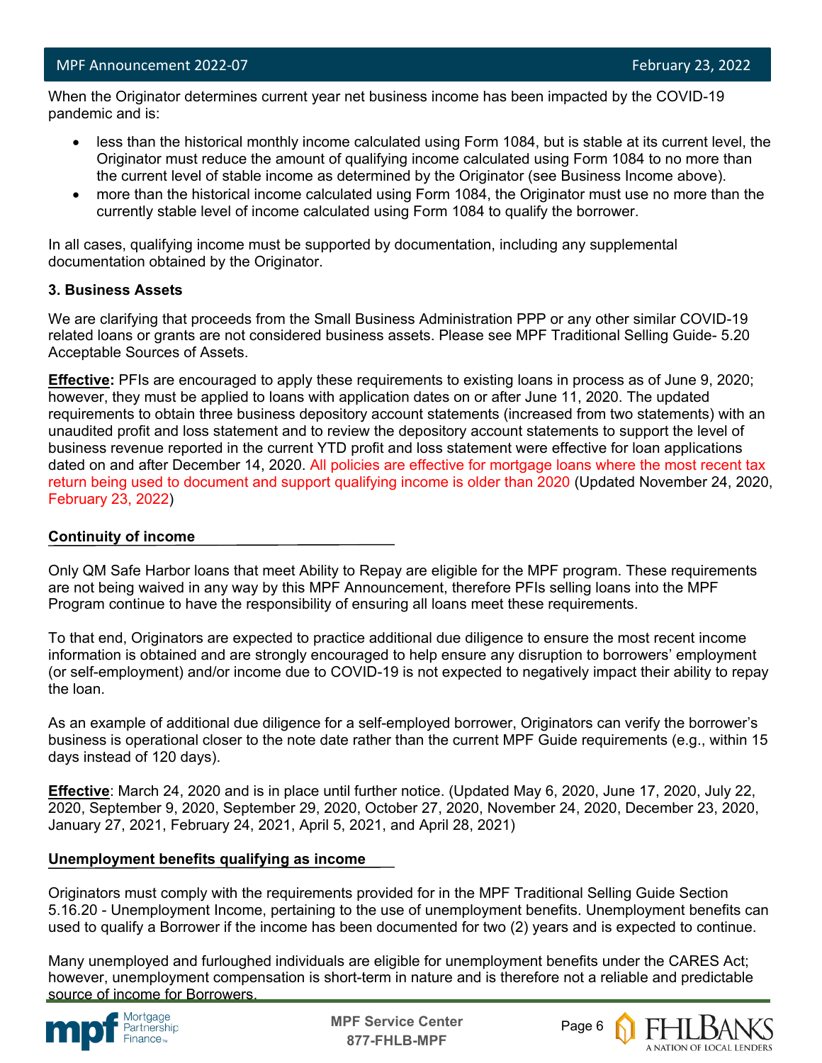When the Originator determines current year net business income has been impacted by the COVID-19 pandemic and is:

- less than the historical monthly income calculated using Form 1084, but is stable at its current level, the Originator must reduce the amount of qualifying income calculated using Form 1084 to no more than the current level of stable income as determined by the Originator (see Business Income above).
- more than the historical income calculated using Form 1084, the Originator must use no more than the currently stable level of income calculated using Form 1084 to qualify the borrower.

In all cases, qualifying income must be supported by documentation, including any supplemental documentation obtained by the Originator.

**3. Business Assets**

We are clarifying that proceeds from the Small Business Administration PPP or any other similar COVID-19 related loans or grants are not considered business assets. Please see MPF Traditional Selling Guide- 5.20 Acceptable Sources of Assets.

**Effective:** PFIs are encouraged to apply these requirements to existing loans in process as of June 9, 2020; however, they must be applied to loans with application dates on or after June 11, 2020. The updated requirements to obtain three business depository account statements (increased from two statements) with an unaudited profit and loss statement and to review the depository account statements to support the level of business revenue reported in the current YTD profit and loss statement were effective for loan applications dated on and after December 14, 2020. All policies are effective for mortgage loans where the most recent tax return being used to document and support qualifying income is older than 2020 (Updated November 24, 2020, February 23, 2022)

## Continuity of income

Only QM Safe Harbor loans that meet Ability to Repay are eligible for the MPF program. These requirements are not being waived in any way by this MPF Announcement, therefore PFIs selling loans into the MPF Program continue to have the responsibility of ensuring all loans meet these requirements.

To that end, Originators are expected to practice additional due diligence to ensure the most recent income information is obtained and are strongly encouraged to help ensure any disruption to borrowers' employment (or self-employment) and/or income due to COVID-19 is not expected to negatively impact their ability to repay the loan.

As an example of additional due diligence for a self-employed borrower, Originators can verify the borrower's business is operational closer to the note date rather than the current MPF Guide requirements (e.g., within 15 days instead of 120 days).

**Effective**: March 24, 2020 and is in place until further notice. (Updated May 6, 2020, June 17, 2020, July 22, 2020, September 9, 2020, September 29, 2020, October 27, 2020, November 24, 2020, December 23, 2020, January 27, 2021, February 24, 2021, April 5, 2021, and April 28, 2021)

## Unemployment benefits qualifying as income

Originators must comply with the requirements provided for in the MPF Traditional Selling Guide Section 5.16.20 - Unemployment Income, pertaining to the use of unemployment benefits. Unemployment benefits can used to qualify a Borrower if the income has been documented for two (2) years and is expected to continue.

Many unemployed and furloughed individuals are eligible for unemployment benefits under the CARES Act; however, unemployment compensation is short-term in nature and is therefore not a reliable and predictable source of income for Borrowers.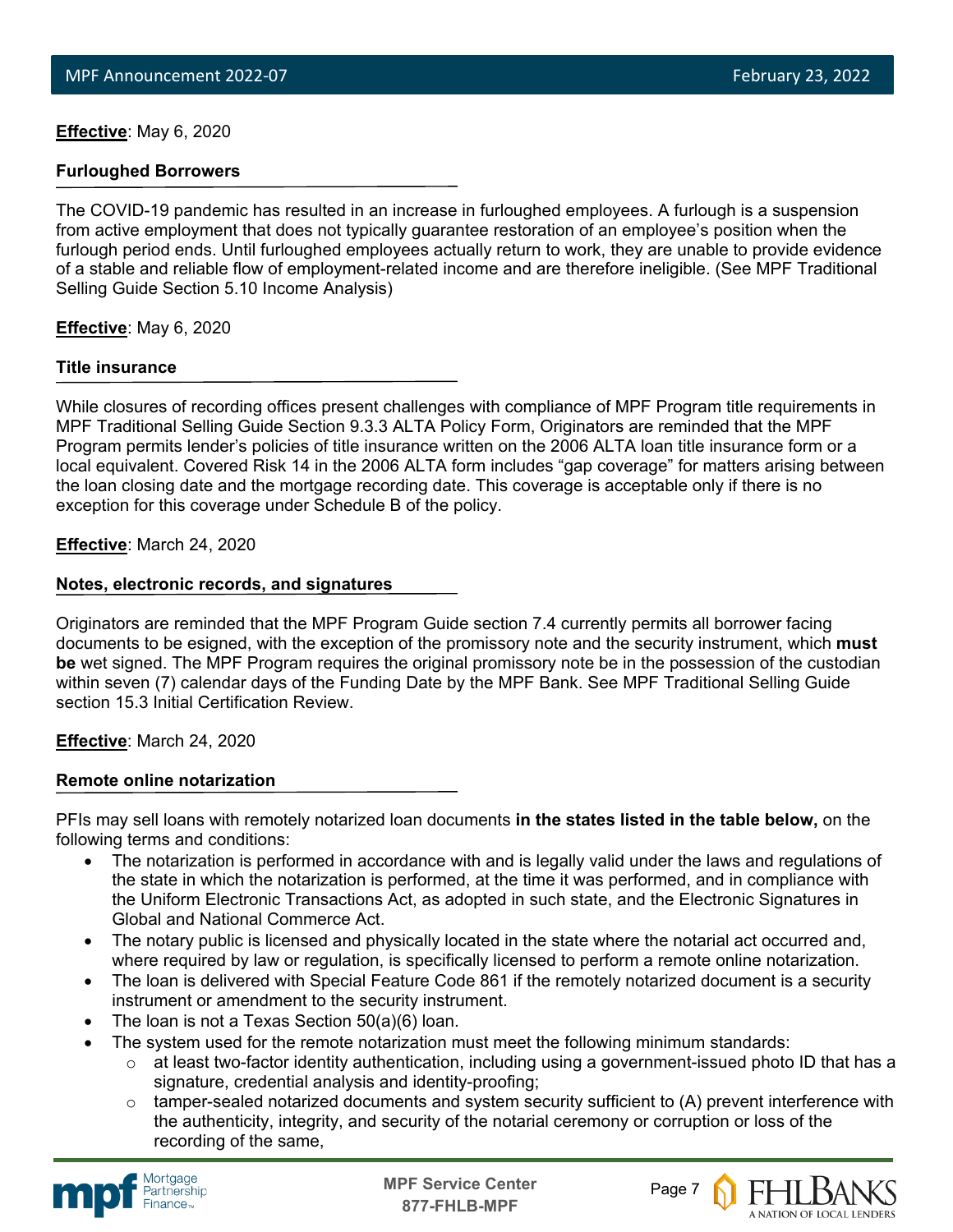**Effective**: May 6, 2020

**Furloughed Borrowers**

The COVID-19 pandemic has resulted in an increase in furloughed employees. A furlough is a suspension from active employment that does not typically guarantee restoration of an employee's position when the furlough period ends. Until furloughed employees actually return to work, they are unable to provide evidence of a stable and reliable flow of employment-related income and are therefore ineligible. (See MPF Traditional Selling Guide Section 5.10 Income Analysis)

**Effective**: May 6, 2020

**Title insurance**

While closures of recording offices present challenges with compliance of MPF Program title requirements in MPF Traditional Selling Guide Section 9.3.3 ALTA Policy Form, Originators are reminded that the MPF Program permits lender's policies of title insurance written on the 2006 ALTA loan title insurance form or a local equivalent. Covered Risk 14 in the 2006 ALTA form includes "gap coverage" for matters arising between the loan closing date and the mortgage recording date. This coverage is acceptable only if there is no exception for this coverage under Schedule B of the policy.

**Effective**: March 24, 2020

**Notes, electronic records, and signatures**

Originators are reminded that the MPF Program Guide section 7.4 currently permits all borrower facing documents to be esigned, with the exception of the promissory note and the security instrument, which **must be** wet signed. The MPF Program requires the original promissory note be in the possession of the custodian within seven (7) calendar days of the Funding Date by the MPF Bank. See MPF Traditional Selling Guide section 15.3 Initial Certification Review.

**Effective**: March 24, 2020

**Remote online notarization**

PFIs may sell loans with remotely notarized loan documents **in the states listed in the table below,** on the following terms and conditions:

- The notarization is performed in accordance with and is legally valid under the laws and regulations of the state in which the notarization is performed, at the time it was performed, and in compliance with the Uniform Electronic Transactions Act, as adopted in such state, and the Electronic Signatures in Global and National Commerce Act.
- The notary public is licensed and physically located in the state where the notarial act occurred and, where required by law or regulation, is specifically licensed to perform a remote online notarization.
- The loan is delivered with Special Feature Code 861 if the remotely notarized document is a security instrument or amendment to the security instrument.
- The loan is not a Texas Section 50(a)(6) loan.
- The system used for the remote notarization must meet the following minimum standards:
  - at least two-factor identity authentication, including using a government-issued photo ID that has a signature, credential analysis and identity-proofing;
  - tamper-sealed notarized documents and system security sufficient to (A) prevent interference with the authenticity, integrity, and security of the notarial ceremony or corruption or loss of the recording of the same,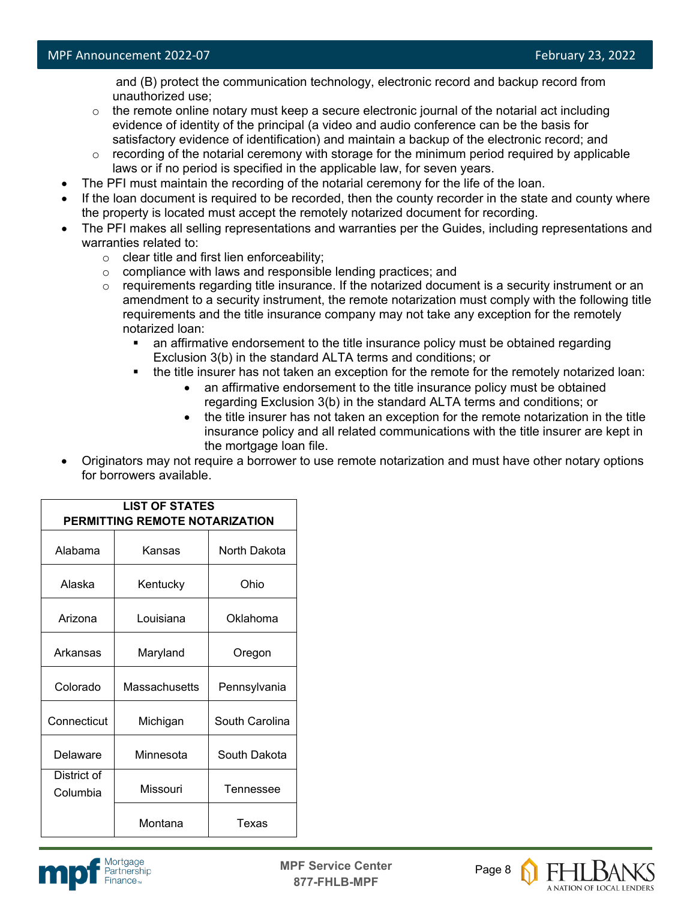and (B) protect the communication technology, electronic record and backup record from unauthorized use;
  - the remote online notary must keep a secure electronic journal of the notarial act including evidence of identity of the principal (a video and audio conference can be the basis for satisfactory evidence of identification) and maintain a backup of the electronic record; and
  - recording of the notarial ceremony with storage for the minimum period required by applicable laws or if no period is specified in the applicable law, for seven years.
- The PFI must maintain the recording of the notarial ceremony for the life of the loan.
- If the loan document is required to be recorded, then the county recorder in the state and county where the property is located must accept the remotely notarized document for recording.
- The PFI makes all selling representations and warranties per the Guides, including representations and warranties related to:
  - clear title and first lien enforceability;
  - compliance with laws and responsible lending practices; and
  - requirements regarding title insurance. If the notarized document is a security instrument or an amendment to a security instrument, the remote notarization must comply with the following title requirements and the title insurance company may not take any exception for the remotely notarized loan:
    - an affirmative endorsement to the title insurance policy must be obtained regarding Exclusion 3(b) in the standard ALTA terms and conditions; or
    - the title insurer has not taken an exception for the remote for the remotely notarized loan:
      - an affirmative endorsement to the title insurance policy must be obtained regarding Exclusion 3(b) in the standard ALTA terms and conditions; or
      - the title insurer has not taken an exception for the remote notarization in the title insurance policy and all related communications with the title insurer are kept in the mortgage loan file.
- Originators may not require a borrower to use remote notarization and must have other notary options for borrowers available.

| LIST OF STATES PERMITTING REMOTE NOTARIZATION | | |
|---|---|---|
| Alabama | Kansas | North Dakota |
| Alaska | Kentucky | Ohio |
| Arizona | Louisiana | Oklahoma |
| Arkansas | Maryland | Oregon |
| Colorado | Massachusetts | Pennsylvania |
| Connecticut | Michigan | South Carolina |
| Delaware | Minnesota | South Dakota |
| District of Columbia | Missouri | Tennessee |
| | Montana | Texas |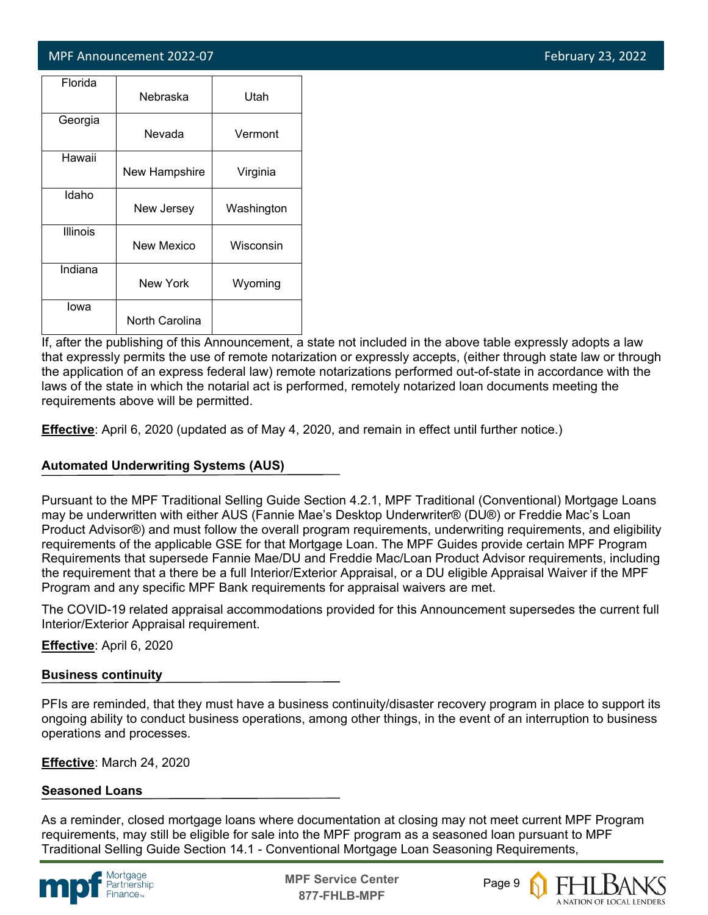| Florida | Nebraska | Utah |
|---|---|---|
| Georgia | Nevada | Vermont |
| Hawaii | New Hampshire | Virginia |
| Idaho | New Jersey | Washington |
| Illinois | New Mexico | Wisconsin |
| Indiana | New York | Wyoming |
| Iowa | North Carolina | |

If, after the publishing of this Announcement, a state not included in the above table expressly adopts a law that expressly permits the use of remote notarization or expressly accepts, (either through state law or through the application of an express federal law) remote notarizations performed out-of-state in accordance with the laws of the state in which the notarial act is performed, remotely notarized loan documents meeting the requirements above will be permitted.

**Effective**: April 6, 2020 (updated as of May 4, 2020, and remain in effect until further notice.)

#### Automated Underwriting Systems (AUS)

Pursuant to the MPF Traditional Selling Guide Section 4.2.1, MPF Traditional (Conventional) Mortgage Loans may be underwritten with either AUS (Fannie Mae's Desktop Underwriter® (DU®) or Freddie Mac's Loan Product Advisor®) and must follow the overall program requirements, underwriting requirements, and eligibility requirements of the applicable GSE for that Mortgage Loan. The MPF Guides provide certain MPF Program Requirements that supersede Fannie Mae/DU and Freddie Mac/Loan Product Advisor requirements, including the requirement that a there be a full Interior/Exterior Appraisal, or a DU eligible Appraisal Waiver if the MPF Program and any specific MPF Bank requirements for appraisal waivers are met.

The COVID-19 related appraisal accommodations provided for this Announcement supersedes the current full Interior/Exterior Appraisal requirement.

**Effective**: April 6, 2020

#### Business continuity

PFIs are reminded, that they must have a business continuity/disaster recovery program in place to support its ongoing ability to conduct business operations, among other things, in the event of an interruption to business operations and processes.

**Effective**: March 24, 2020

#### Seasoned Loans

As a reminder, closed mortgage loans where documentation at closing may not meet current MPF Program requirements, may still be eligible for sale into the MPF program as a seasoned loan pursuant to MPF Traditional Selling Guide Section 14.1 - Conventional Mortgage Loan Seasoning Requirements,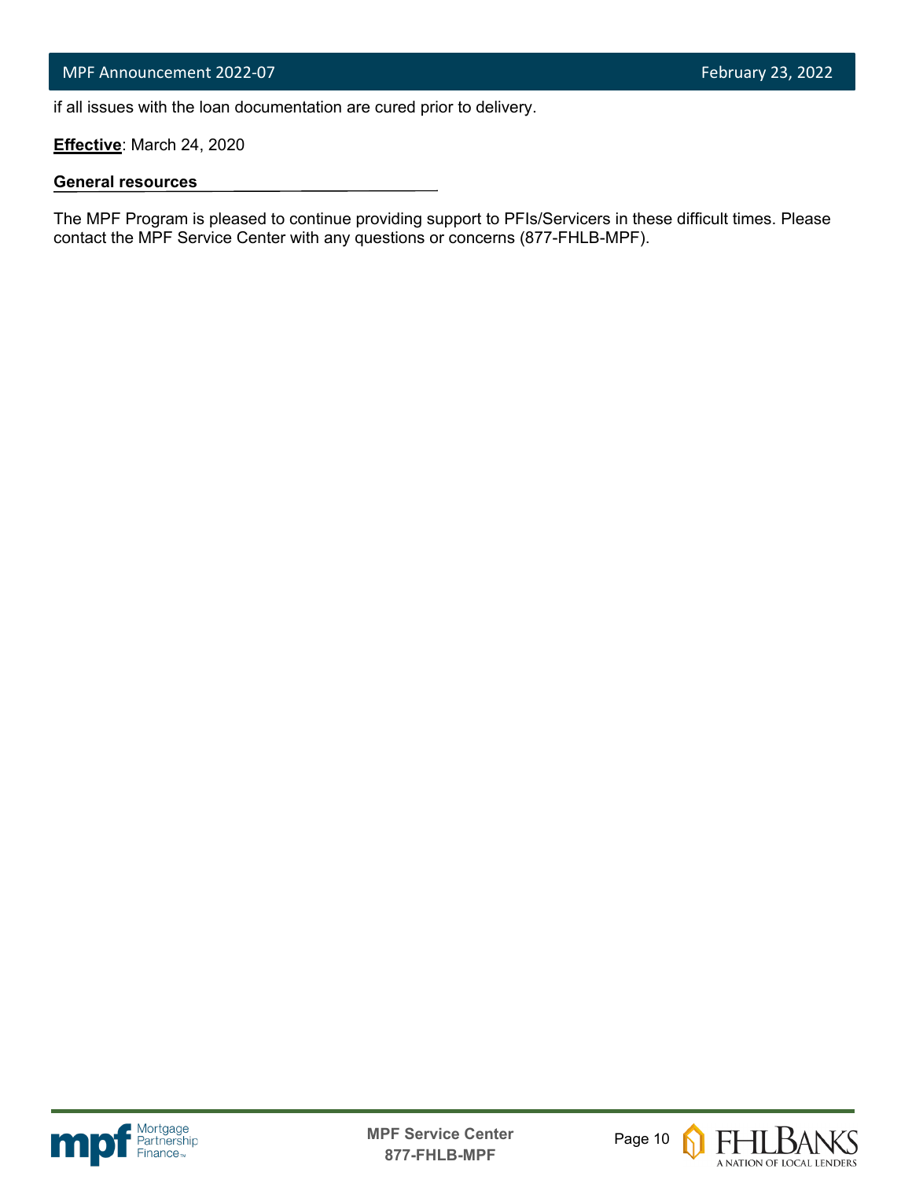if all issues with the loan documentation are cured prior to delivery.

**Effective**: March 24, 2020

**General resources**

The MPF Program is pleased to continue providing support to PFIs/Servicers in these difficult times. Please contact the MPF Service Center with any questions or concerns (877-FHLB-MPF).